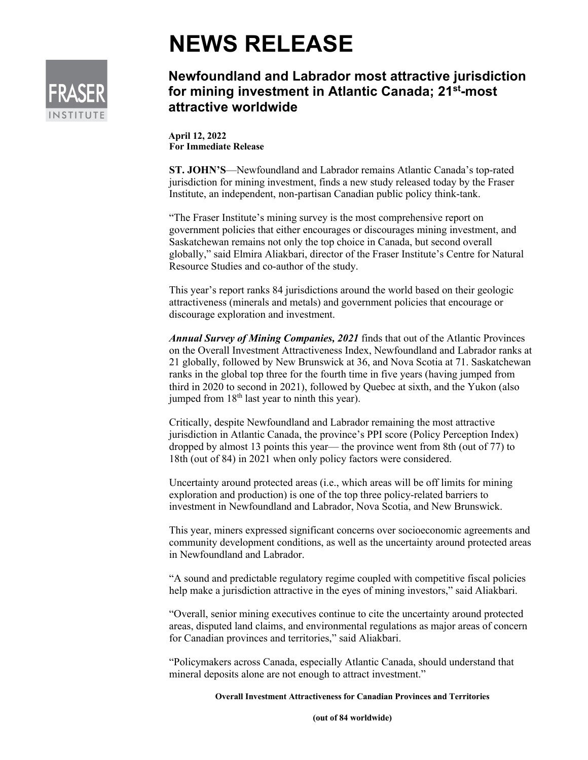# NEWS RELEASE

## Newfoundland and Labrador most attractive jurisdiction for mining investment in Atlantic Canada; 21st-most attractive worldwide

**April 12, 2022**
**For Immediate Release**

**ST. JOHN'S**—Newfoundland and Labrador remains Atlantic Canada's top-rated jurisdiction for mining investment, finds a new study released today by the Fraser Institute, an independent, non-partisan Canadian public policy think-tank.

"The Fraser Institute's mining survey is the most comprehensive report on government policies that either encourages or discourages mining investment, and Saskatchewan remains not only the top choice in Canada, but second overall globally," said Elmira Aliakbari, director of the Fraser Institute's Centre for Natural Resource Studies and co-author of the study.

This year's report ranks 84 jurisdictions around the world based on their geologic attractiveness (minerals and metals) and government policies that encourage or discourage exploration and investment.

***Annual Survey of Mining Companies, 2021*** finds that out of the Atlantic Provinces on the Overall Investment Attractiveness Index, Newfoundland and Labrador ranks at 21 globally, followed by New Brunswick at 36, and Nova Scotia at 71. Saskatchewan ranks in the global top three for the fourth time in five years (having jumped from third in 2020 to second in 2021), followed by Quebec at sixth, and the Yukon (also jumped from 18th last year to ninth this year).

Critically, despite Newfoundland and Labrador remaining the most attractive jurisdiction in Atlantic Canada, the province's PPI score (Policy Perception Index) dropped by almost 13 points this year— the province went from 8th (out of 77) to 18th (out of 84) in 2021 when only policy factors were considered.

Uncertainty around protected areas (i.e., which areas will be off limits for mining exploration and production) is one of the top three policy-related barriers to investment in Newfoundland and Labrador, Nova Scotia, and New Brunswick.

This year, miners expressed significant concerns over socioeconomic agreements and community development conditions, as well as the uncertainty around protected areas in Newfoundland and Labrador.

"A sound and predictable regulatory regime coupled with competitive fiscal policies help make a jurisdiction attractive in the eyes of mining investors," said Aliakbari.

"Overall, senior mining executives continue to cite the uncertainty around protected areas, disputed land claims, and environmental regulations as major areas of concern for Canadian provinces and territories," said Aliakbari.

"Policymakers across Canada, especially Atlantic Canada, should understand that mineral deposits alone are not enough to attract investment."

**Overall Investment Attractiveness for Canadian Provinces and Territories**

**(out of 84 worldwide)**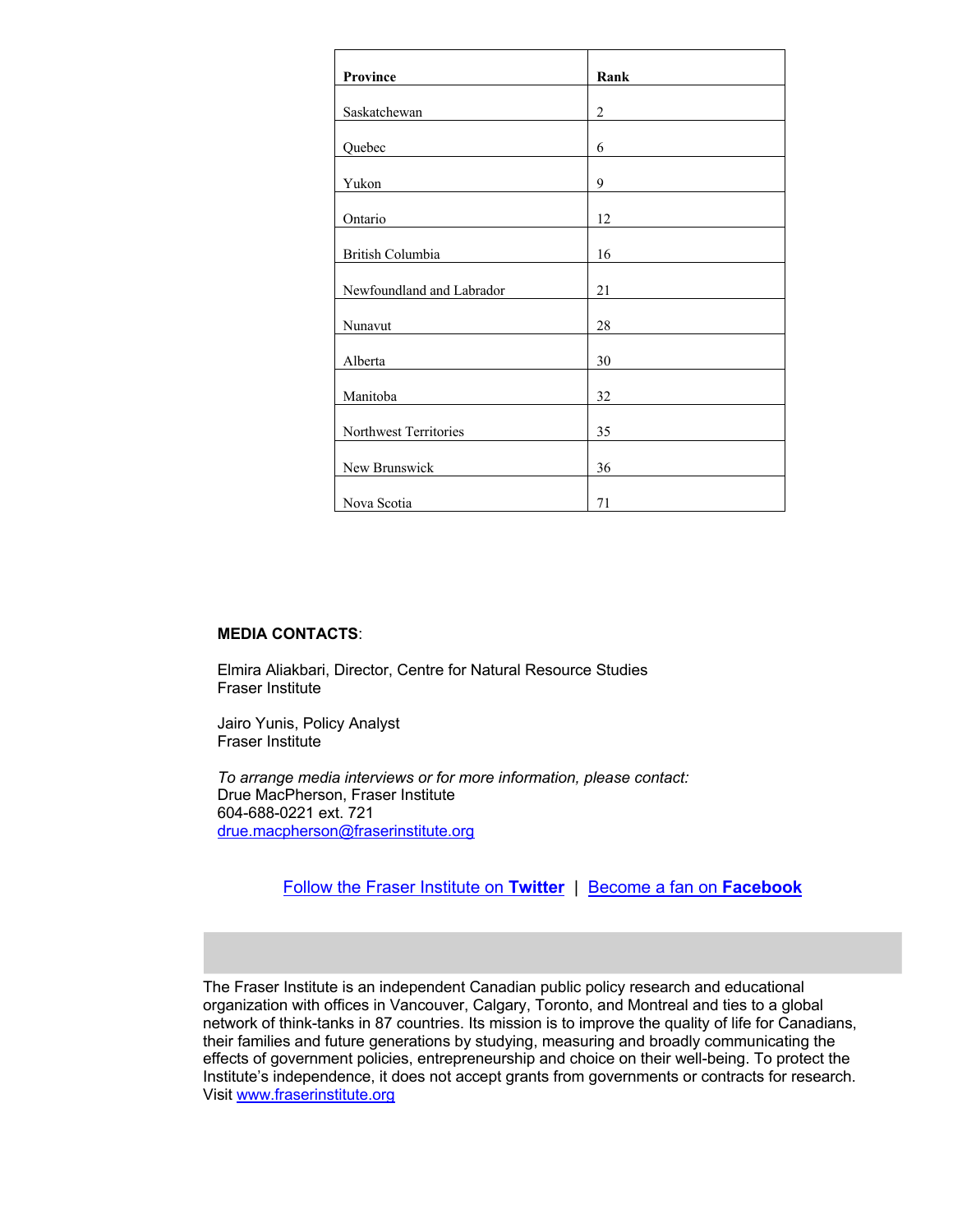| Province | Rank |
|---|---|
| Saskatchewan | 2 |
| Quebec | 6 |
| Yukon | 9 |
| Ontario | 12 |
| British Columbia | 16 |
| Newfoundland and Labrador | 21 |
| Nunavut | 28 |
| Alberta | 30 |
| Manitoba | 32 |
| Northwest Territories | 35 |
| New Brunswick | 36 |
| Nova Scotia | 71 |

**MEDIA CONTACTS**:

Elmira Aliakbari, Director, Centre for Natural Resource Studies
Fraser Institute

Jairo Yunis, Policy Analyst
Fraser Institute

*To arrange media interviews or for more information, please contact:*
Drue MacPherson, Fraser Institute
604-688-0221 ext. 721
drue.macpherson@fraserinstitute.org

Follow the Fraser Institute on **Twitter** | Become a fan on **Facebook**

The Fraser Institute is an independent Canadian public policy research and educational organization with offices in Vancouver, Calgary, Toronto, and Montreal and ties to a global network of think-tanks in 87 countries. Its mission is to improve the quality of life for Canadians, their families and future generations by studying, measuring and broadly communicating the effects of government policies, entrepreneurship and choice on their well-being. To protect the Institute's independence, it does not accept grants from governments or contracts for research. Visit www.fraserinstitute.org